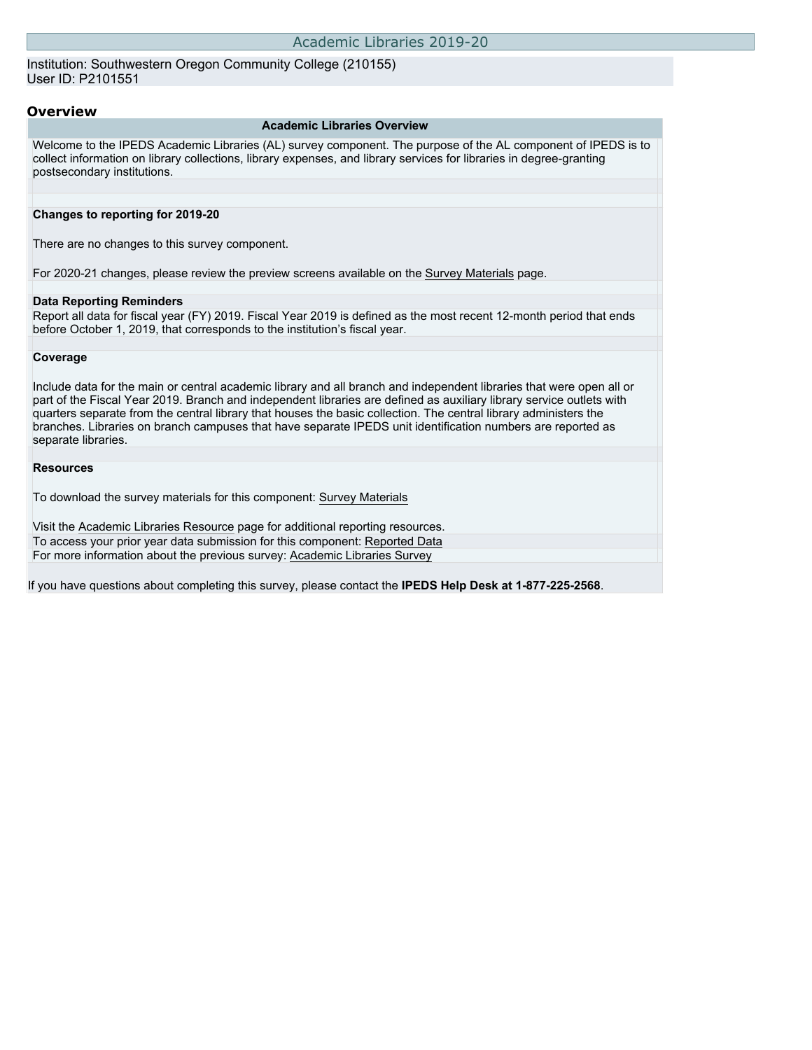# Academic Libraries 2019-20

Institution: Southwestern Oregon Community College (210155)
User ID: P2101551

## Overview

### Academic Libraries Overview

Welcome to the IPEDS Academic Libraries (AL) survey component. The purpose of the AL component of IPEDS is to collect information on library collections, library expenses, and library services for libraries in degree-granting postsecondary institutions.

**Changes to reporting for 2019-20**

There are no changes to this survey component.

For 2020-21 changes, please review the preview screens available on the Survey Materials page.

**Data Reporting Reminders**

Report all data for fiscal year (FY) 2019. Fiscal Year 2019 is defined as the most recent 12-month period that ends before October 1, 2019, that corresponds to the institution's fiscal year.

**Coverage**

Include data for the main or central academic library and all branch and independent libraries that were open all or part of the Fiscal Year 2019. Branch and independent libraries are defined as auxiliary library service outlets with quarters separate from the central library that houses the basic collection. The central library administers the branches. Libraries on branch campuses that have separate IPEDS unit identification numbers are reported as separate libraries.

**Resources**

To download the survey materials for this component: Survey Materials

Visit the Academic Libraries Resource page for additional reporting resources.

To access your prior year data submission for this component: Reported Data

For more information about the previous survey: Academic Libraries Survey

If you have questions about completing this survey, please contact the **IPEDS Help Desk at 1-877-225-2568**.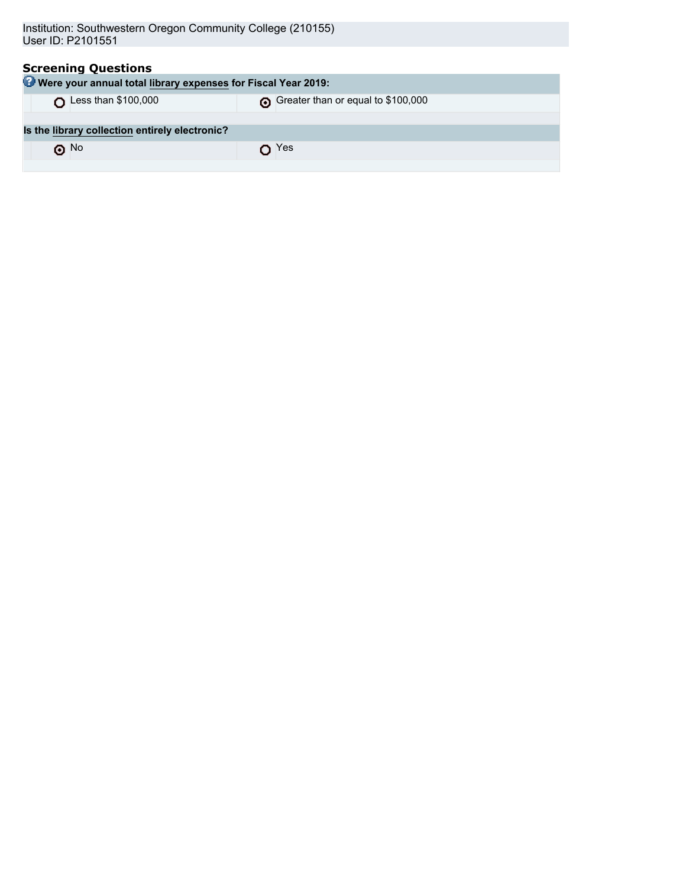Institution: Southwestern Oregon Community College (210155)
User ID: P2101551

## Screening Questions

**Were your annual total library expenses for Fiscal Year 2019:**

- ○ Less than $100,000
- ◉ Greater than or equal to $100,000

**Is the library collection entirely electronic?**

- ◉ No
- ○ Yes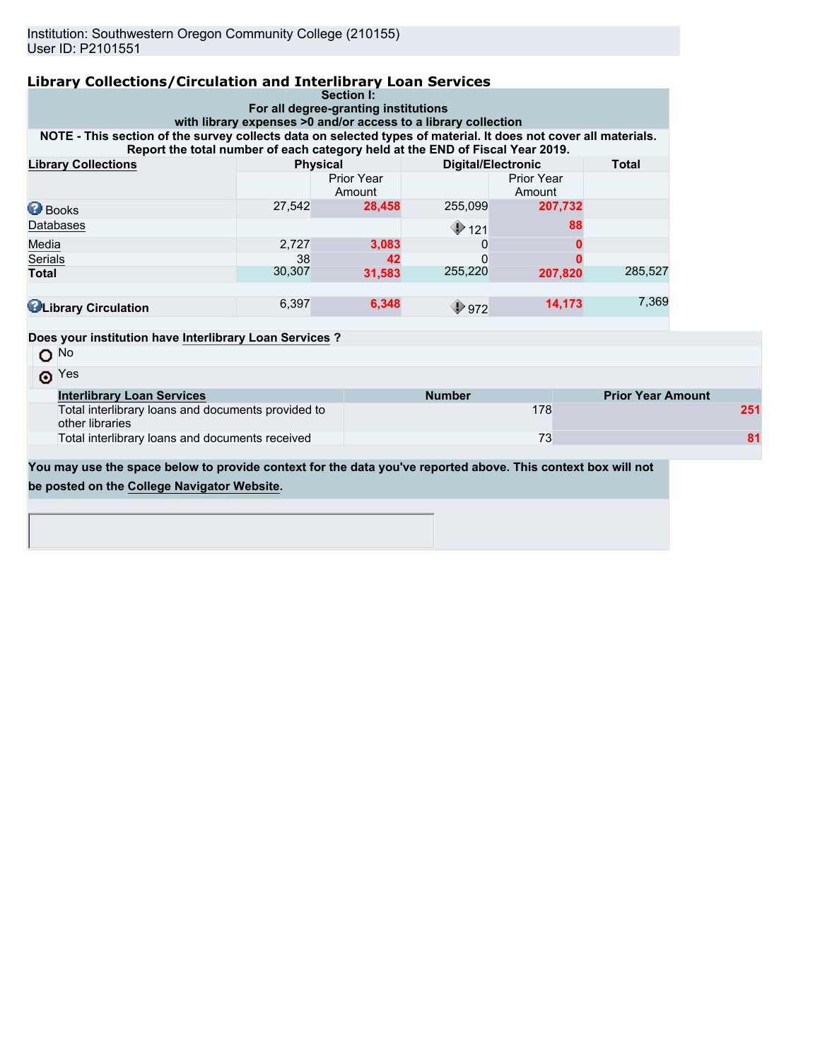Institution: Southwestern Oregon Community College (210155)
User ID: P2101551

## Library Collections/Circulation and Interlibrary Loan Services

**Section I:**
**For all degree-granting institutions**
**with library expenses >0 and/or access to a library collection**

**NOTE - This section of the survey collects data on selected types of material. It does not cover all materials. Report the total number of each category held at the END of Fiscal Year 2019.**

| Library Collections | Physical | | Digital/Electronic | | Total |
|---|---|---|---|---|---|
| | | Prior Year Amount | | Prior Year Amount | |
| Books | 27,542 | **28,458** | 255,099 | **207,732** | |
| Databases | | | 121 | **88** | |
| Media | 2,727 | **3,083** | 0 | **0** | |
| Serials | 38 | **42** | 0 | **0** | |
| **Total** | 30,307 | **31,583** | 255,220 | **207,820** | 285,527 |
| **Library Circulation** | 6,397 | **6,348** | 972 | **14,173** | 7,369 |

**Does your institution have Interlibrary Loan Services ?**

- ○ No
- ⦿ Yes

| Interlibrary Loan Services | Number | Prior Year Amount |
|---|---|---|
| Total interlibrary loans and documents provided to other libraries | 178 | **251** |
| Total interlibrary loans and documents received | 73 | **81** |

**You may use the space below to provide context for the data you've reported above. This context box will not be posted on the College Navigator Website.**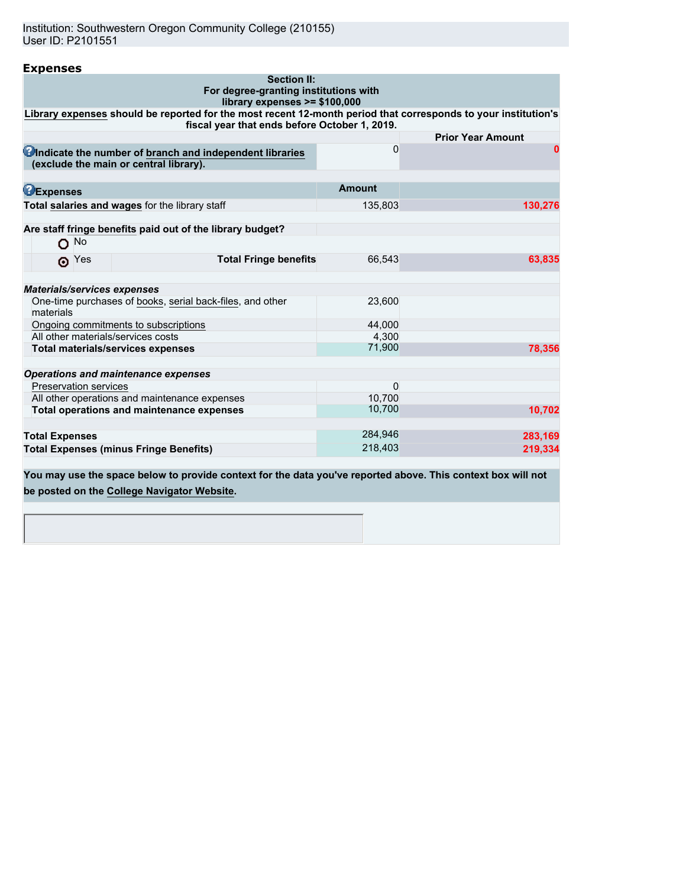Institution: Southwestern Oregon Community College (210155)
User ID: P2101551

## Expenses

| Section II: For degree-granting institutions with library expenses >= $100,000 | | |
|---|---|---|
| **Library expenses should be reported for the most recent 12-month period that corresponds to your institution's fiscal year that ends before October 1, 2019.** | | |
| | | **Prior Year Amount** |
| **Indicate the number of branch and independent libraries (exclude the main or central library).** | 0 | 0 |
| **Expenses** | **Amount** | |
| **Total salaries and wages** for the library staff | 135,803 | 130,276 |
| **Are staff fringe benefits paid out of the library budget?** | | |
| No | | |
| Yes — **Total Fringe benefits** | 66,543 | 63,835 |
| ***Materials/services expenses*** | | |
| One-time purchases of books, serial back-files, and other materials | 23,600 | |
| Ongoing commitments to subscriptions | 44,000 | |
| All other materials/services costs | 4,300 | |
| **Total materials/services expenses** | 71,900 | 78,356 |
| ***Operations and maintenance expenses*** | | |
| Preservation services | 0 | |
| All other operations and maintenance expenses | 10,700 | |
| **Total operations and maintenance expenses** | 10,700 | 10,702 |
| **Total Expenses** | 284,946 | 283,169 |
| **Total Expenses (minus Fringe Benefits)** | 218,403 | 219,334 |

**You may use the space below to provide context for the data you've reported above. This context box will not be posted on the College Navigator Website.**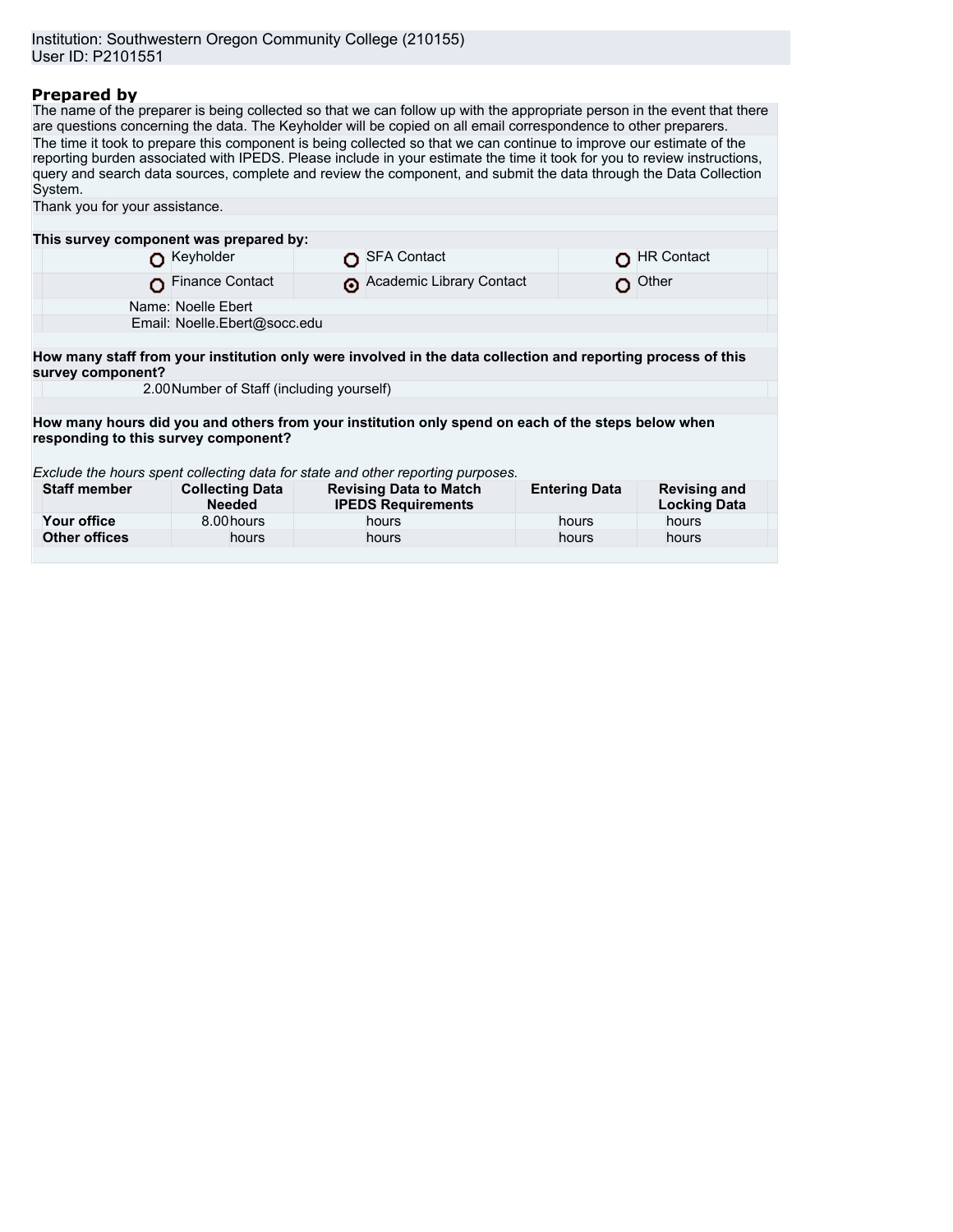Institution: Southwestern Oregon Community College (210155)
User ID: P2101551

## Prepared by

The name of the preparer is being collected so that we can follow up with the appropriate person in the event that there are questions concerning the data. The Keyholder will be copied on all email correspondence to other preparers.

The time it took to prepare this component is being collected so that we can continue to improve our estimate of the reporting burden associated with IPEDS. Please include in your estimate the time it took for you to review instructions, query and search data sources, complete and review the component, and submit the data through the Data Collection System.

Thank you for your assistance.

**This survey component was prepared by:**

| | | |
|---|---|---|
| ○ Keyholder | ○ SFA Contact | ○ HR Contact |
| ○ Finance Contact | ◉ Academic Library Contact | ○ Other |

Name: Noelle Ebert
Email: Noelle.Ebert@socc.edu

**How many staff from your institution only were involved in the data collection and reporting process of this survey component?**

2.00 Number of Staff (including yourself)

**How many hours did you and others from your institution only spend on each of the steps below when responding to this survey component?**

*Exclude the hours spent collecting data for state and other reporting purposes.*

| Staff member | Collecting Data Needed | Revising Data to Match IPEDS Requirements | Entering Data | Revising and Locking Data |
|---|---|---|---|---|
| **Your office** | 8.00 hours | hours | hours | hours |
| **Other offices** | hours | hours | hours | hours |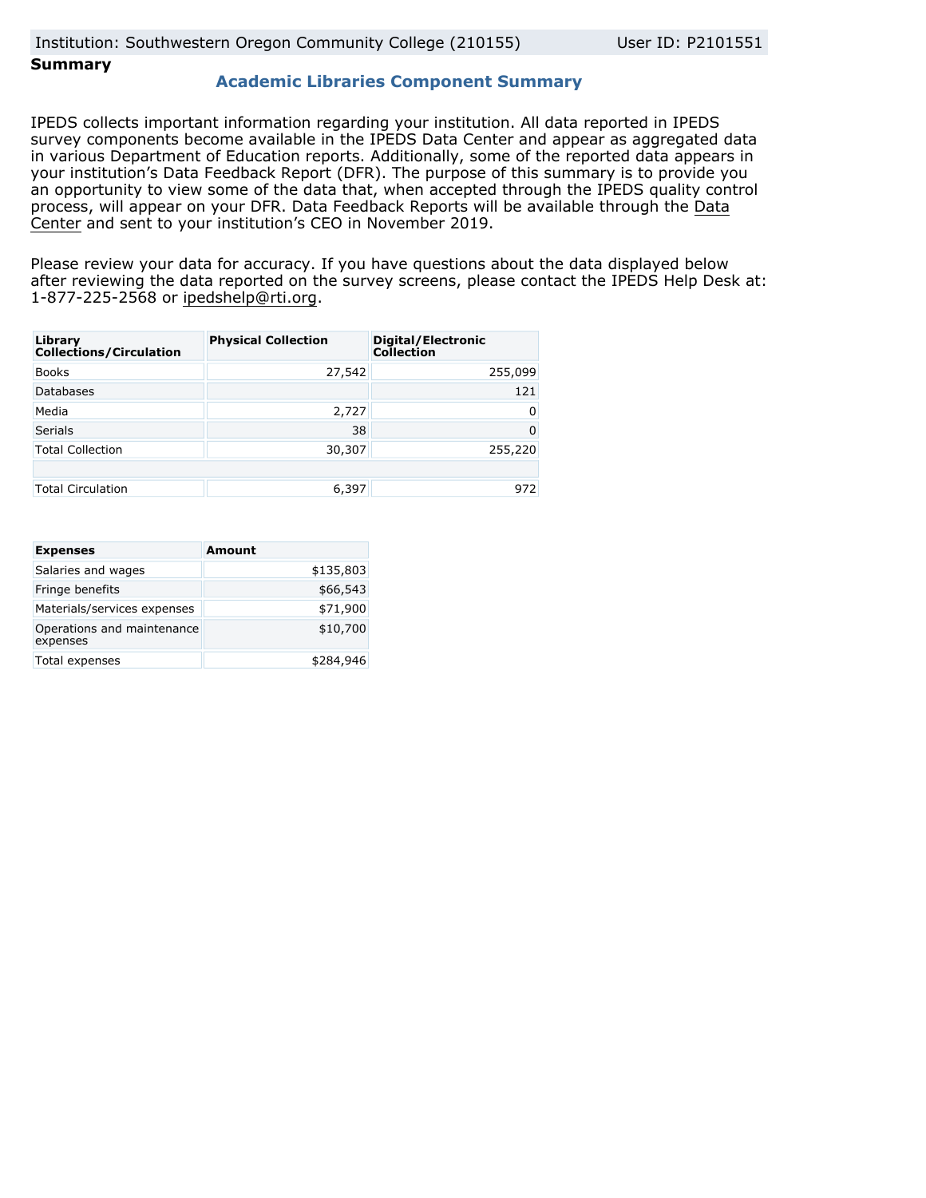Institution: Southwestern Oregon Community College (210155) User ID: P2101551

**Summary**

## Academic Libraries Component Summary

IPEDS collects important information regarding your institution. All data reported in IPEDS survey components become available in the IPEDS Data Center and appear as aggregated data in various Department of Education reports. Additionally, some of the reported data appears in your institution's Data Feedback Report (DFR). The purpose of this summary is to provide you an opportunity to view some of the data that, when accepted through the IPEDS quality control process, will appear on your DFR. Data Feedback Reports will be available through the Data Center and sent to your institution's CEO in November 2019.

Please review your data for accuracy. If you have questions about the data displayed below after reviewing the data reported on the survey screens, please contact the IPEDS Help Desk at: 1-877-225-2568 or ipedshelp@rti.org.

| Library Collections/Circulation | Physical Collection | Digital/Electronic Collection |
|---|---|---|
| Books | 27,542 | 255,099 |
| Databases | | 121 |
| Media | 2,727 | 0 |
| Serials | 38 | 0 |
| Total Collection | 30,307 | 255,220 |
| | | |
| Total Circulation | 6,397 | 972 |

| Expenses | Amount |
|---|---|
| Salaries and wages | $135,803 |
| Fringe benefits | $66,543 |
| Materials/services expenses | $71,900 |
| Operations and maintenance expenses | $10,700 |
| Total expenses | $284,946 |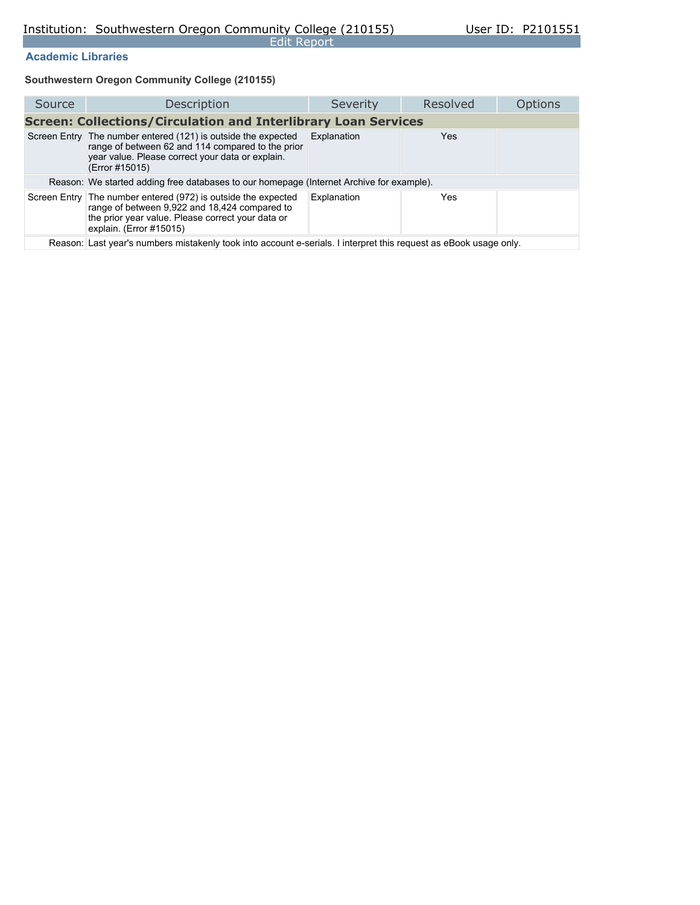Institution: Southwestern Oregon Community College (210155) User ID: P2101551

Edit Report

## Academic Libraries

**Southwestern Oregon Community College (210155)**

| Source | Description | Severity | Resolved | Options |
|---|---|---|---|---|
| **Screen: Collections/Circulation and Interlibrary Loan Services** | | | | |
| Screen Entry | The number entered (121) is outside the expected range of between 62 and 114 compared to the prior year value. Please correct your data or explain. (Error #15015) | Explanation | Yes | |
| Reason: | We started adding free databases to our homepage (Internet Archive for example). | | | |
| Screen Entry | The number entered (972) is outside the expected range of between 9,922 and 18,424 compared to the prior year value. Please correct your data or explain. (Error #15015) | Explanation | Yes | |
| Reason: | Last year's numbers mistakenly took into account e-serials. I interpret this request as eBook usage only. | | | |